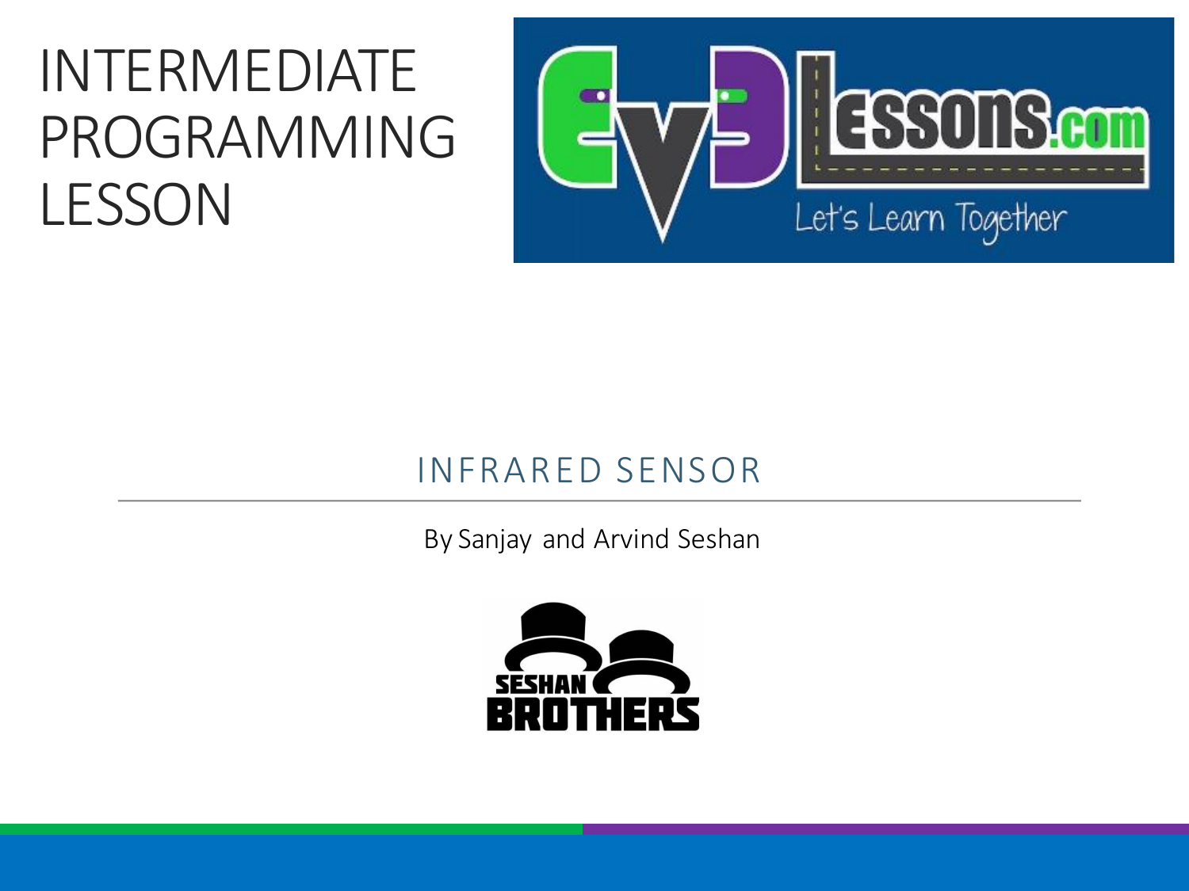# INTERMEDIATE PROGRAMMING LESSON

## INFRARED SENSOR

By Sanjay and Arvind Seshan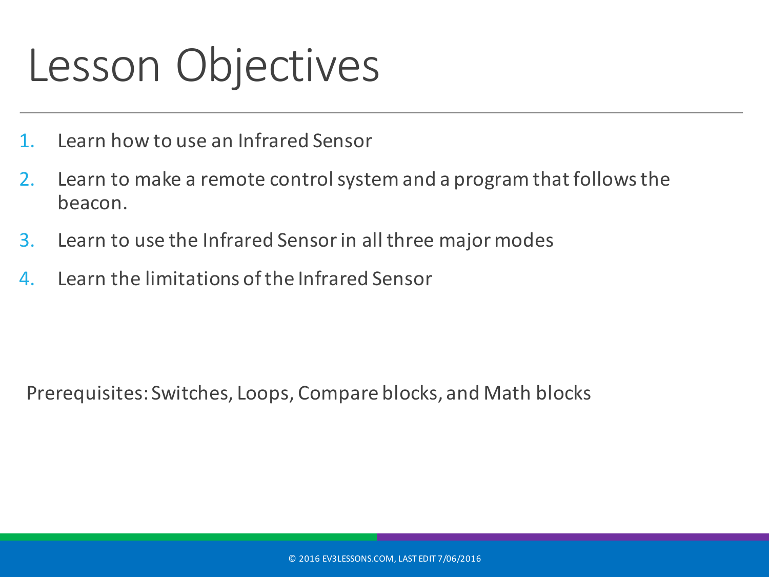# Lesson Objectives

1. Learn how to use an Infrared Sensor
2. Learn to make a remote control system and a program that follows the beacon.
3. Learn to use the Infrared Sensor in all three major modes
4. Learn the limitations of the Infrared Sensor

Prerequisites: Switches, Loops, Compare blocks, and Math blocks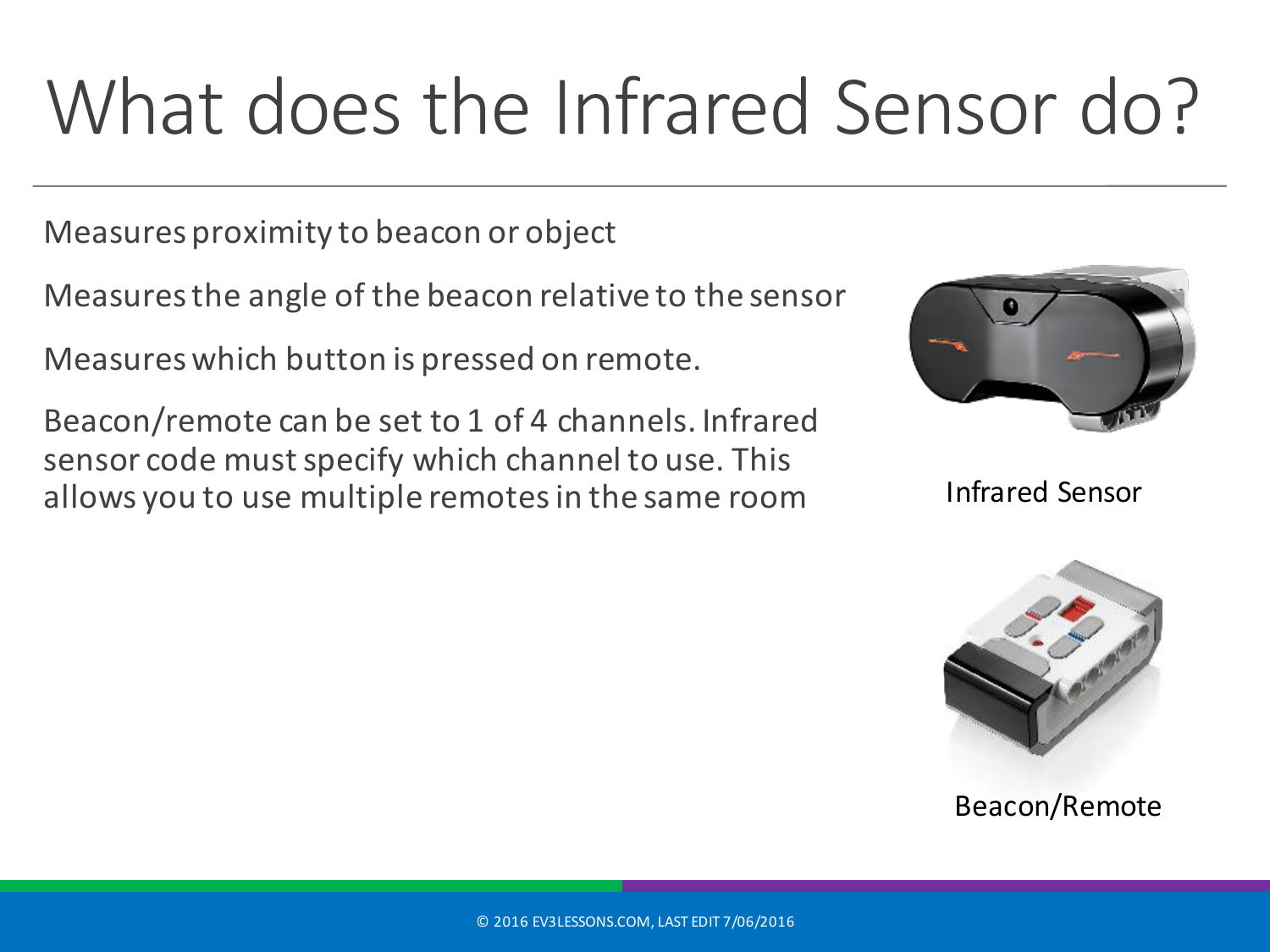# What does the Infrared Sensor do?

Measures proximity to beacon or object

Measures the angle of the beacon relative to the sensor

Measures which button is pressed on remote.

Beacon/remote can be set to 1 of 4 channels. Infrared sensor code must specify which channel to use. This allows you to use multiple remotes in the same room

Infrared Sensor

Beacon/Remote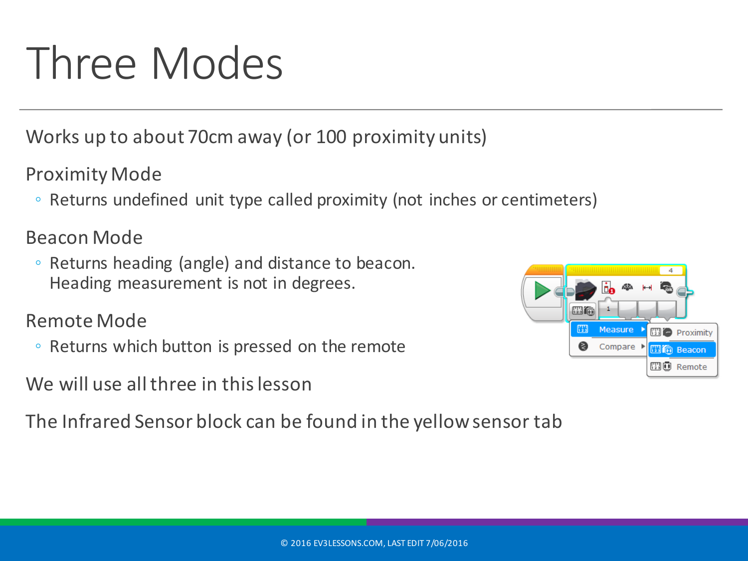# Three Modes

Works up to about 70cm away (or 100 proximity units)

Proximity Mode

- Returns undefined unit type called proximity (not inches or centimeters)

Beacon Mode

- Returns heading (angle) and distance to beacon. Heading measurement is not in degrees.

Remote Mode

- Returns which button is pressed on the remote

We will use all three in this lesson

The Infrared Sensor block can be found in the yellow sensor tab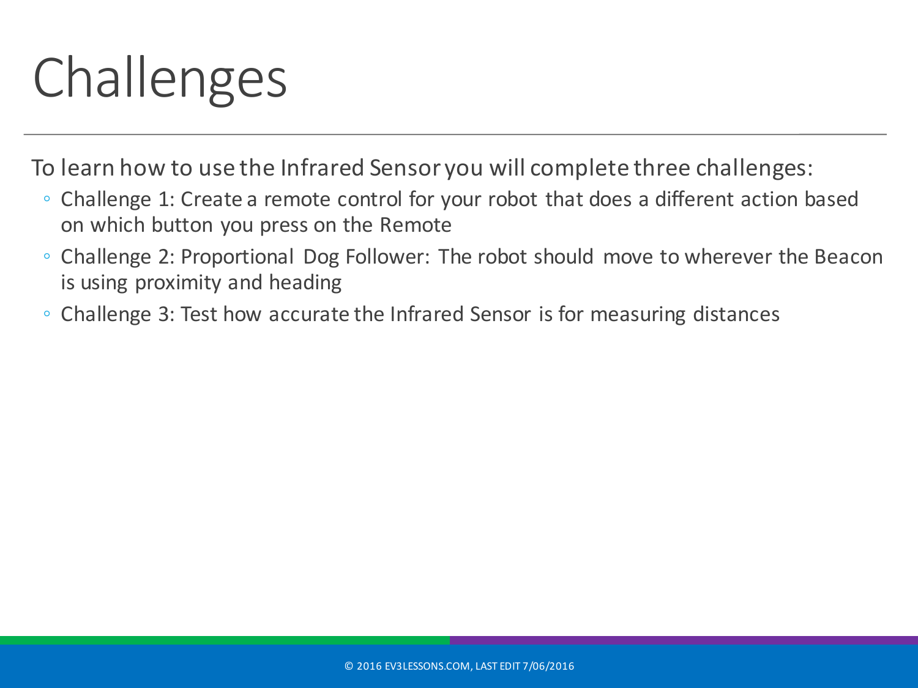# Challenges

To learn how to use the Infrared Sensor you will complete three challenges:

- Challenge 1: Create a remote control for your robot that does a different action based on which button you press on the Remote
- Challenge 2: Proportional Dog Follower: The robot should move to wherever the Beacon is using proximity and heading
- Challenge 3: Test how accurate the Infrared Sensor is for measuring distances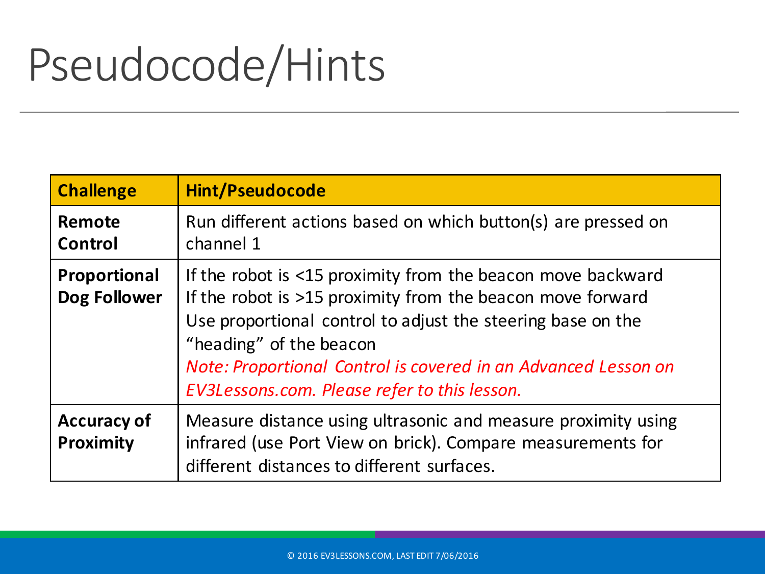# Pseudocode/Hints

| Challenge | Hint/Pseudocode |
|---|---|
| **Remote Control** | Run different actions based on which button(s) are pressed on channel 1 |
| **Proportional Dog Follower** | If the robot is <15 proximity from the beacon move backward<br>If the robot is >15 proximity from the beacon move forward<br>Use proportional control to adjust the steering base on the "heading" of the beacon<br>*Note: Proportional Control is covered in an Advanced Lesson on EV3Lessons.com. Please refer to this lesson.* |
| **Accuracy of Proximity** | Measure distance using ultrasonic and measure proximity using infrared (use Port View on brick). Compare measurements for different distances to different surfaces. |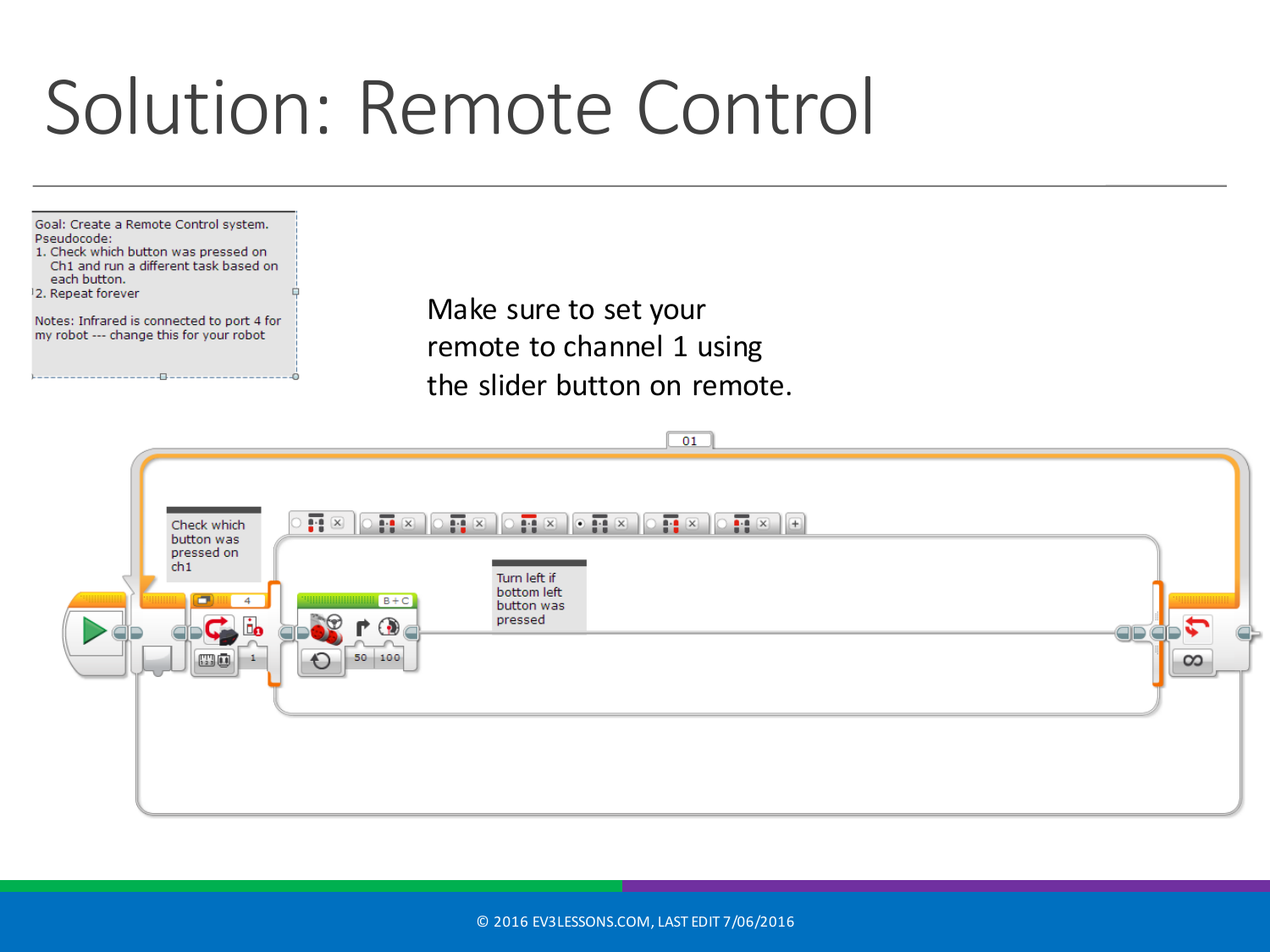# Solution: Remote Control

Goal: Create a Remote Control system.
Pseudocode:
1. Check which button was pressed on Ch1 and run a different task based on each button.
2. Repeat forever

Notes: Infrared is connected to port 4 for my robot --- change this for your robot

Make sure to set your remote to channel 1 using the slider button on remote.

01

Check which button was pressed on ch1

4

1

B + C

50 100

Turn left if bottom left button was pressed

© 2016 EV3LESSONS.COM, LAST EDIT 7/06/2016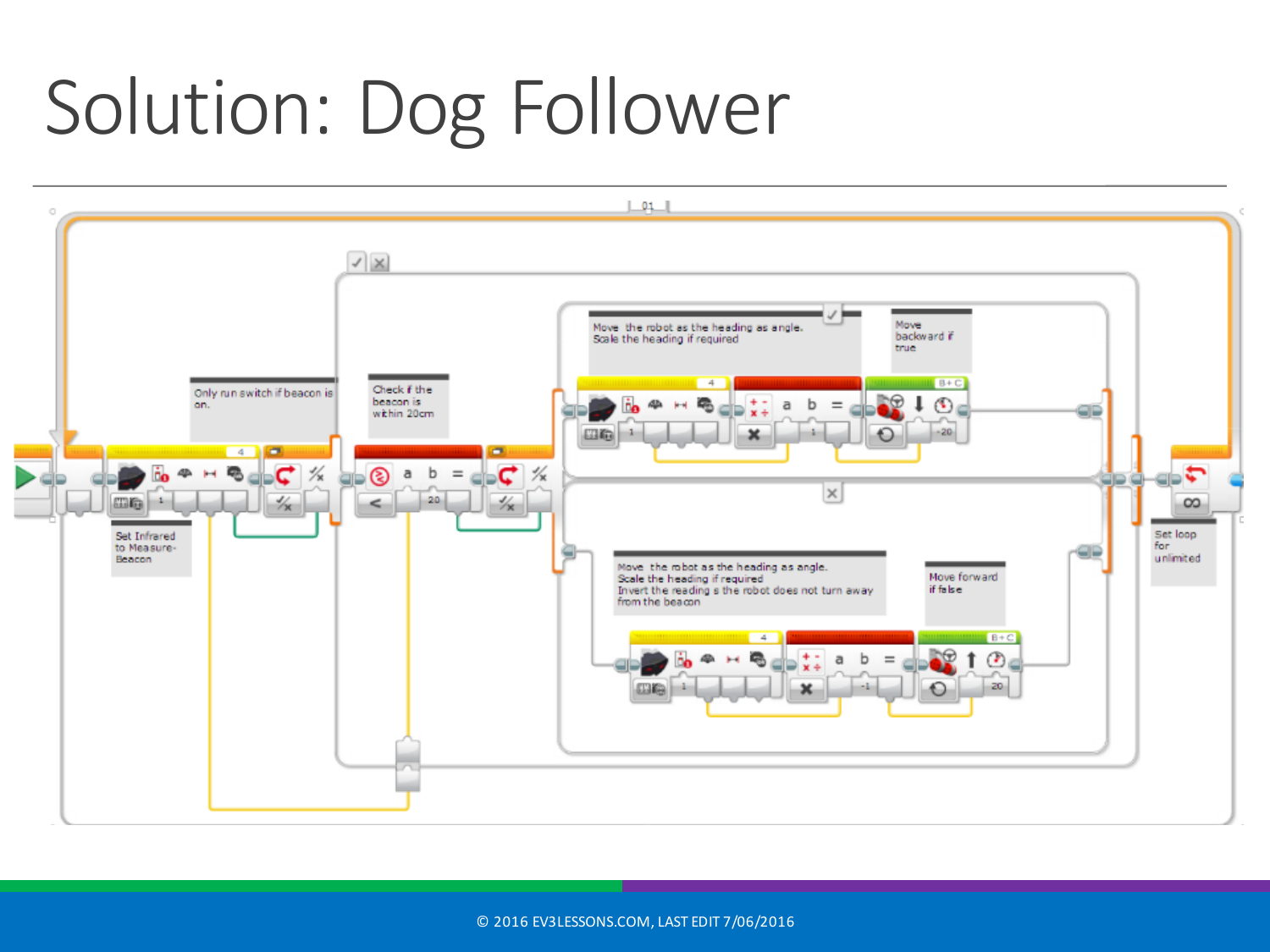# Solution: Dog Follower

Only run switch if beacon is on.

Set Infrared to Measure-Beacon

Check if the beacon is within 20cm

Move the robot as the heading as angle. Scale the heading if required

Move backward if true

Move the robot as the heading as angle. Scale the heading if required Invert the reading s the robot does not turn away from the beacon

Move forward if false

Set loop for unlimited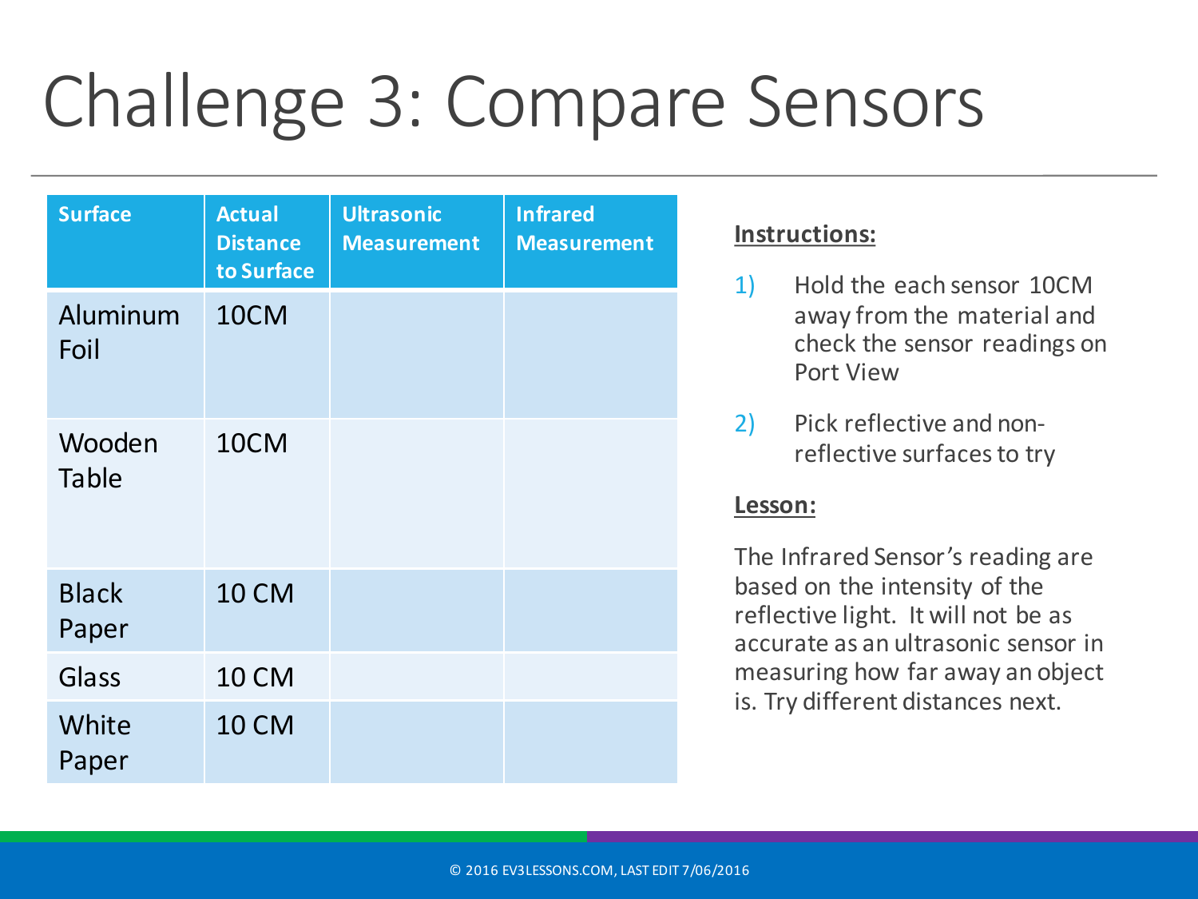# Challenge 3: Compare Sensors

| Surface | Actual Distance to Surface | Ultrasonic Measurement | Infrared Measurement |
| --- | --- | --- | --- |
| Aluminum Foil | 10CM | | |
| Wooden Table | 10CM | | |
| Black Paper | 10 CM | | |
| Glass | 10 CM | | |
| White Paper | 10 CM | | |

**Instructions:**

1) Hold the each sensor 10CM away from the material and check the sensor readings on Port View
2) Pick reflective and non-reflective surfaces to try

**Lesson:**

The Infrared Sensor's reading are based on the intensity of the reflective light. It will not be as accurate as an ultrasonic sensor in measuring how far away an object is. Try different distances next.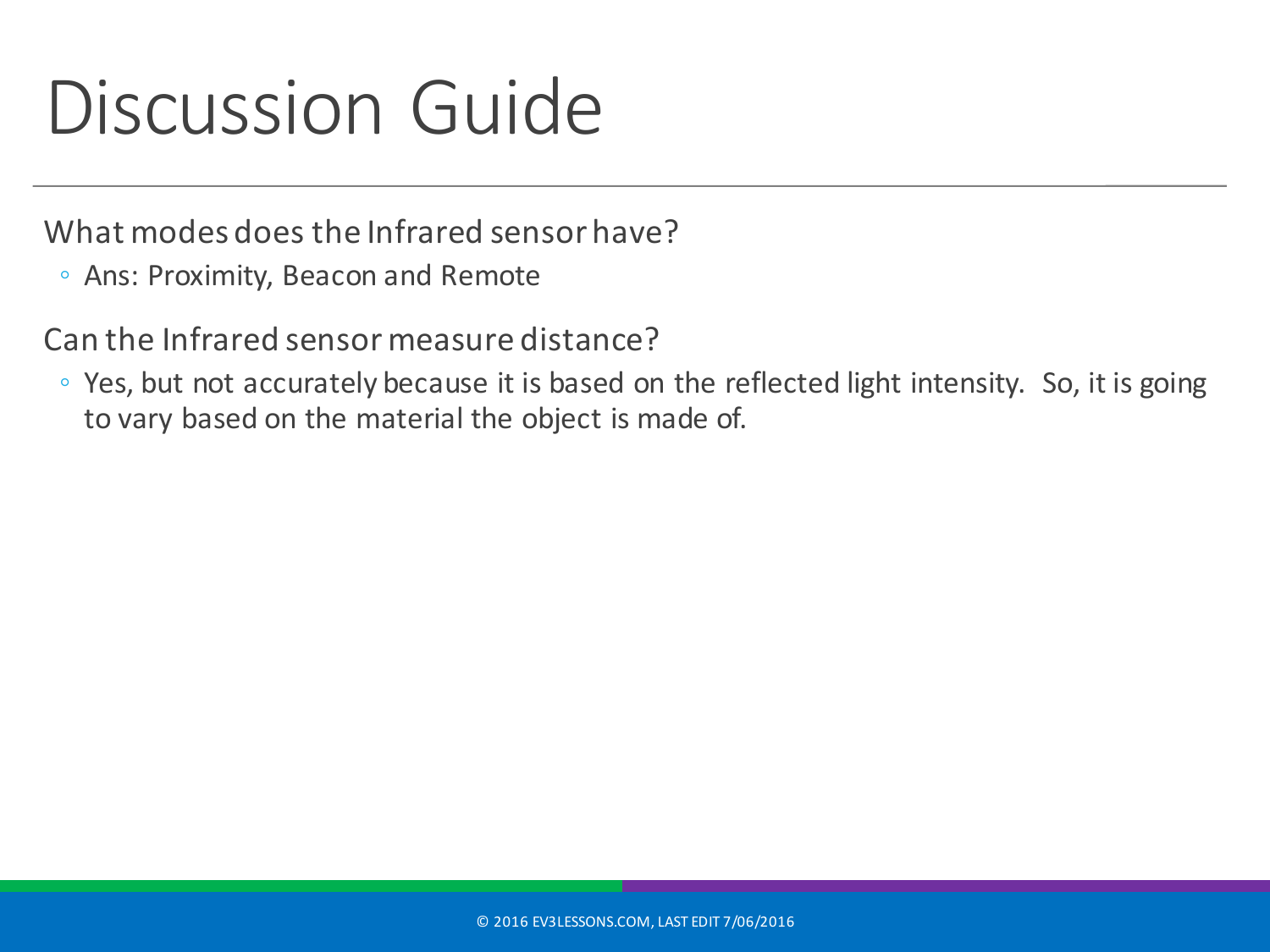# Discussion Guide

What modes does the Infrared sensor have?

- Ans: Proximity, Beacon and Remote

Can the Infrared sensor measure distance?

- Yes, but not accurately because it is based on the reflected light intensity. So, it is going to vary based on the material the object is made of.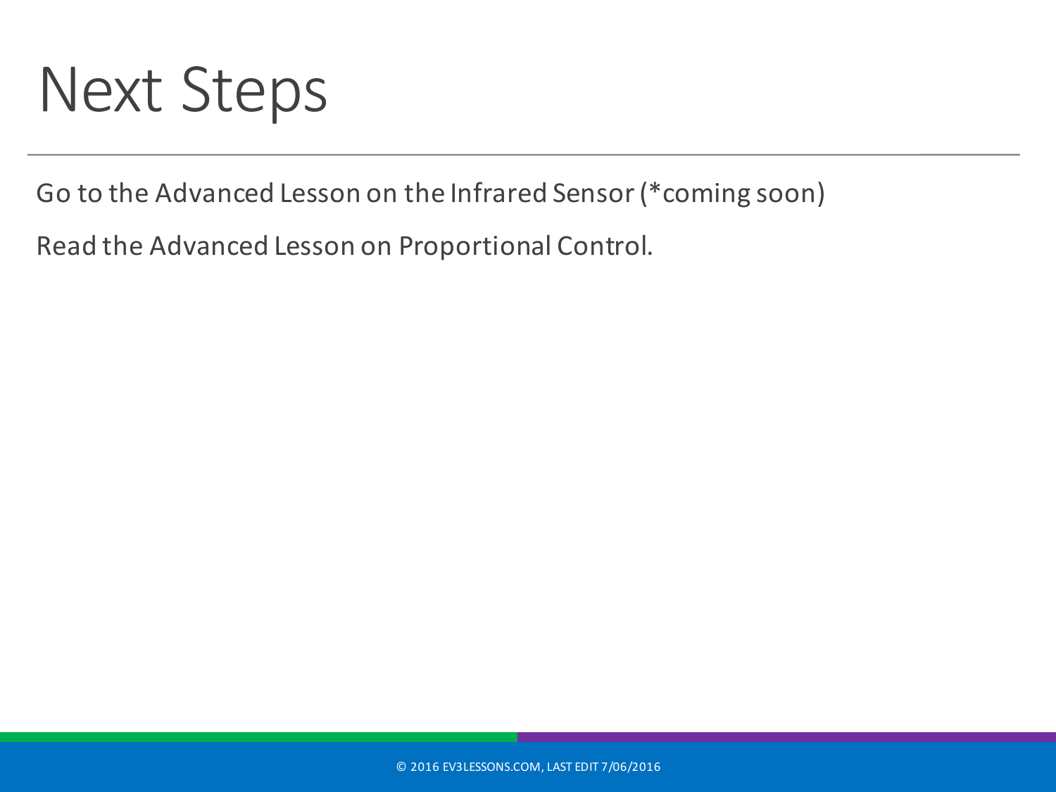# Next Steps

Go to the Advanced Lesson on the Infrared Sensor (*coming soon)

Read the Advanced Lesson on Proportional Control.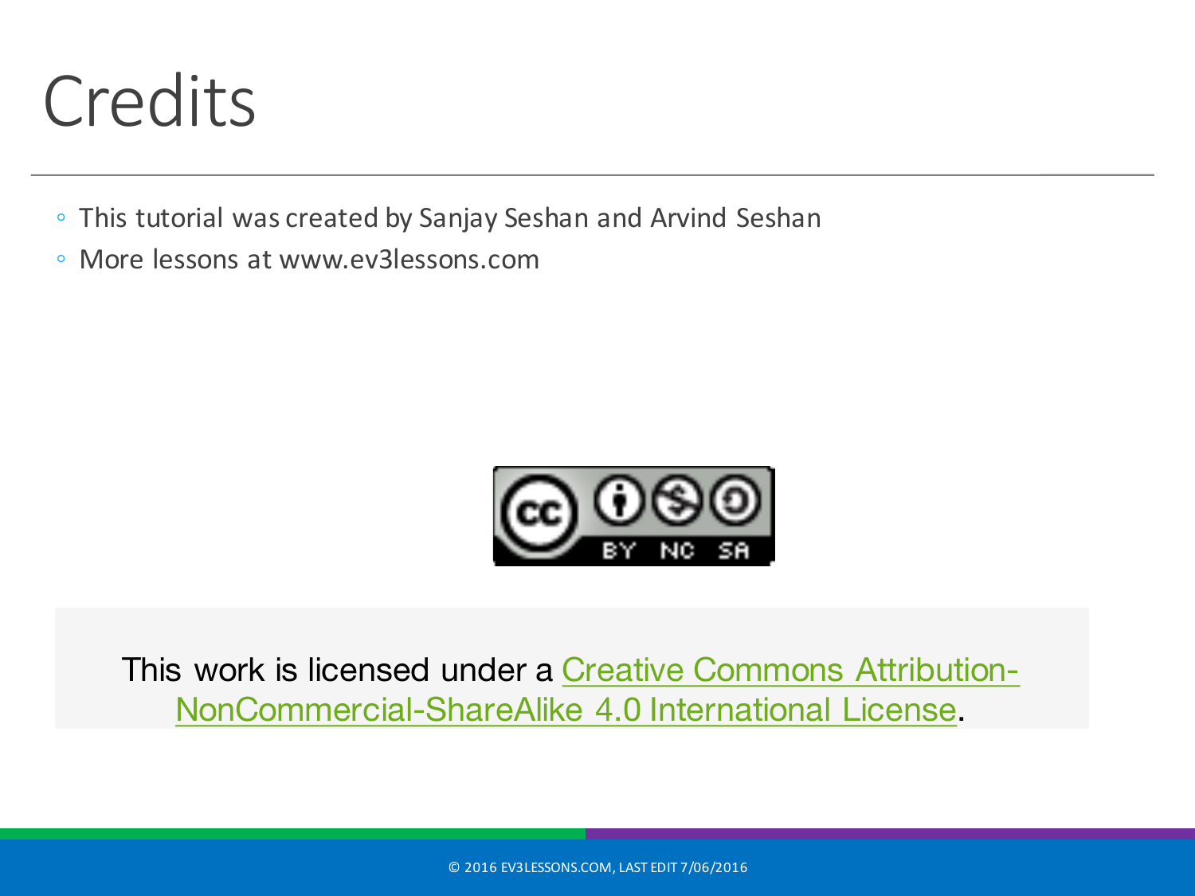# Credits

- This tutorial was created by Sanjay Seshan and Arvind Seshan
- More lessons at www.ev3lessons.com

This work is licensed under a Creative Commons Attribution-NonCommercial-ShareAlike 4.0 International License.